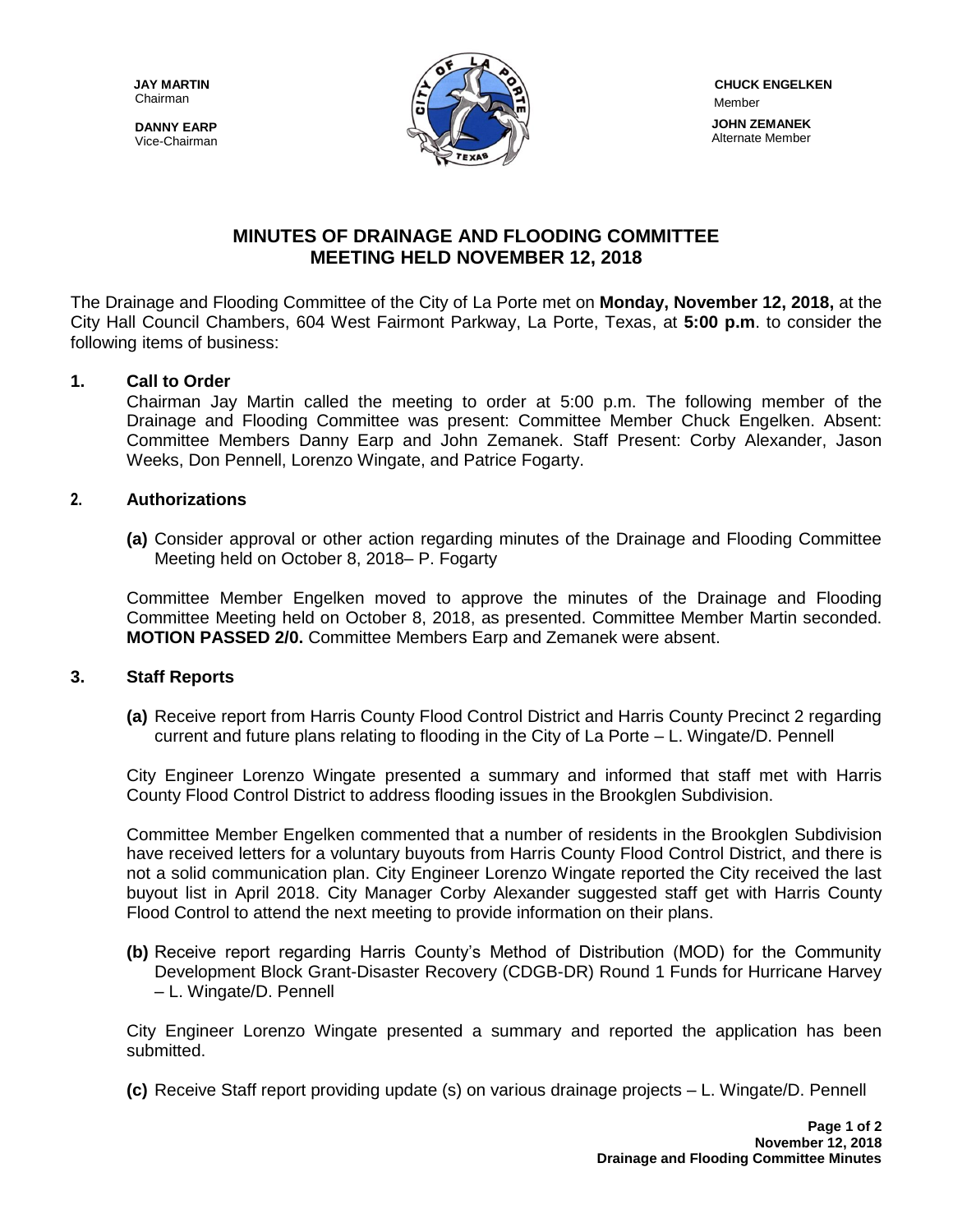**JAY MARTIN**
Chairman

**DANNY EARP**
Vice-Chairman

**CHUCK ENGELKEN**
Member

**JOHN ZEMANEK**
Alternate Member

# MINUTES OF DRAINAGE AND FLOODING COMMITTEE MEETING HELD NOVEMBER 12, 2018

The Drainage and Flooding Committee of the City of La Porte met on **Monday, November 12, 2018,** at the City Hall Council Chambers, 604 West Fairmont Parkway, La Porte, Texas, at **5:00 p.m**. to consider the following items of business:

**1. Call to Order**

Chairman Jay Martin called the meeting to order at 5:00 p.m. The following member of the Drainage and Flooding Committee was present: Committee Member Chuck Engelken. Absent: Committee Members Danny Earp and John Zemanek. Staff Present: Corby Alexander, Jason Weeks, Don Pennell, Lorenzo Wingate, and Patrice Fogarty.

**2. Authorizations**

**(a)** Consider approval or other action regarding minutes of the Drainage and Flooding Committee Meeting held on October 8, 2018– P. Fogarty

Committee Member Engelken moved to approve the minutes of the Drainage and Flooding Committee Meeting held on October 8, 2018, as presented. Committee Member Martin seconded. **MOTION PASSED 2/0.** Committee Members Earp and Zemanek were absent.

**3. Staff Reports**

**(a)** Receive report from Harris County Flood Control District and Harris County Precinct 2 regarding current and future plans relating to flooding in the City of La Porte – L. Wingate/D. Pennell

City Engineer Lorenzo Wingate presented a summary and informed that staff met with Harris County Flood Control District to address flooding issues in the Brookglen Subdivision.

Committee Member Engelken commented that a number of residents in the Brookglen Subdivision have received letters for a voluntary buyouts from Harris County Flood Control District, and there is not a solid communication plan. City Engineer Lorenzo Wingate reported the City received the last buyout list in April 2018. City Manager Corby Alexander suggested staff get with Harris County Flood Control to attend the next meeting to provide information on their plans.

**(b)** Receive report regarding Harris County's Method of Distribution (MOD) for the Community Development Block Grant-Disaster Recovery (CDGB-DR) Round 1 Funds for Hurricane Harvey – L. Wingate/D. Pennell

City Engineer Lorenzo Wingate presented a summary and reported the application has been submitted.

**(c)** Receive Staff report providing update (s) on various drainage projects – L. Wingate/D. Pennell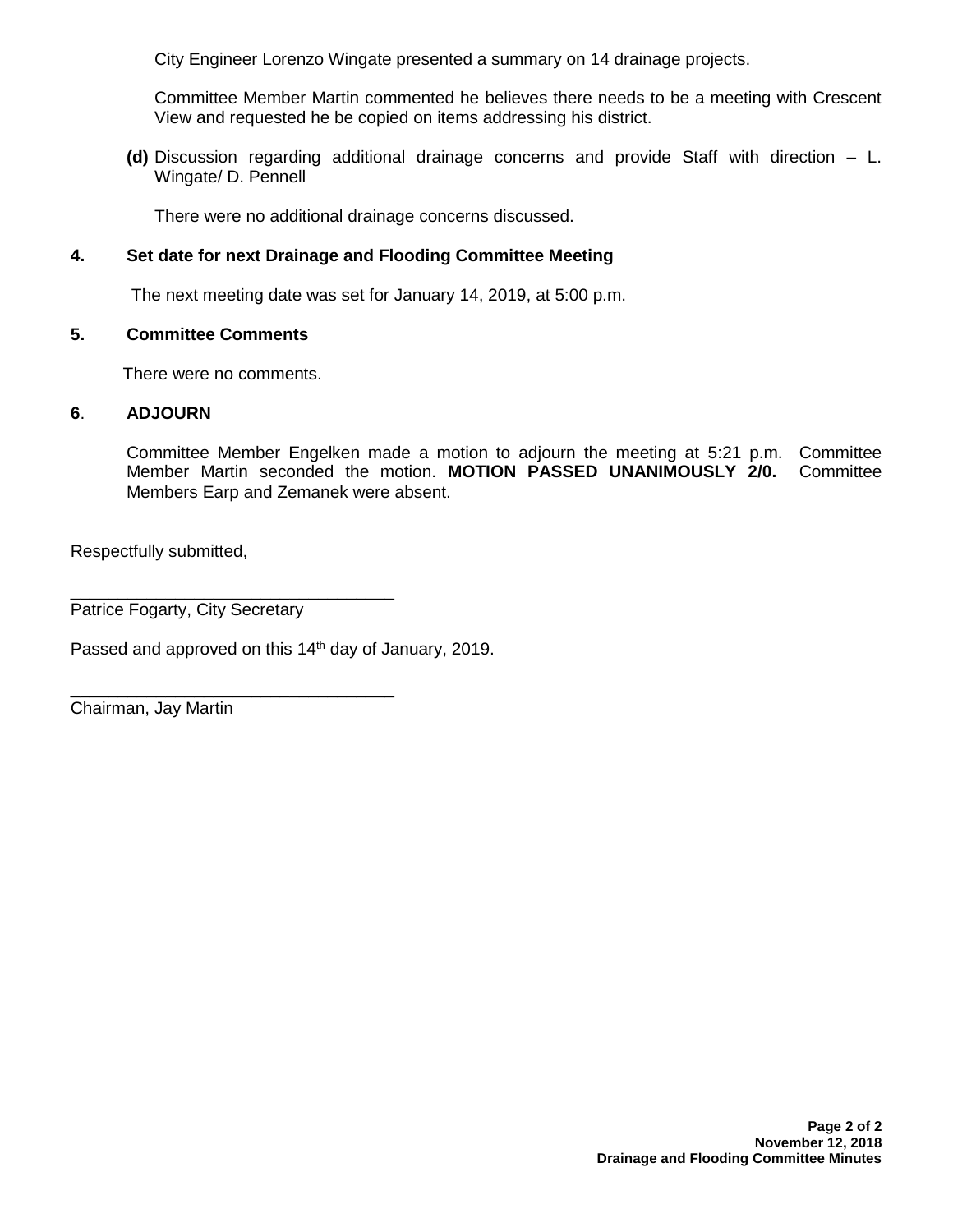City Engineer Lorenzo Wingate presented a summary on 14 drainage projects.

Committee Member Martin commented he believes there needs to be a meeting with Crescent View and requested he be copied on items addressing his district.

**(d)** Discussion regarding additional drainage concerns and provide Staff with direction – L. Wingate/ D. Pennell

There were no additional drainage concerns discussed.

**4. Set date for next Drainage and Flooding Committee Meeting**

The next meeting date was set for January 14, 2019, at 5:00 p.m.

**5. Committee Comments**

There were no comments.

**6. ADJOURN**

Committee Member Engelken made a motion to adjourn the meeting at 5:21 p.m. Committee Member Martin seconded the motion. **MOTION PASSED UNANIMOUSLY 2/0.** Committee Members Earp and Zemanek were absent.

Respectfully submitted,

___________________________________
Patrice Fogarty, City Secretary

Passed and approved on this 14th day of January, 2019.

___________________________________
Chairman, Jay Martin